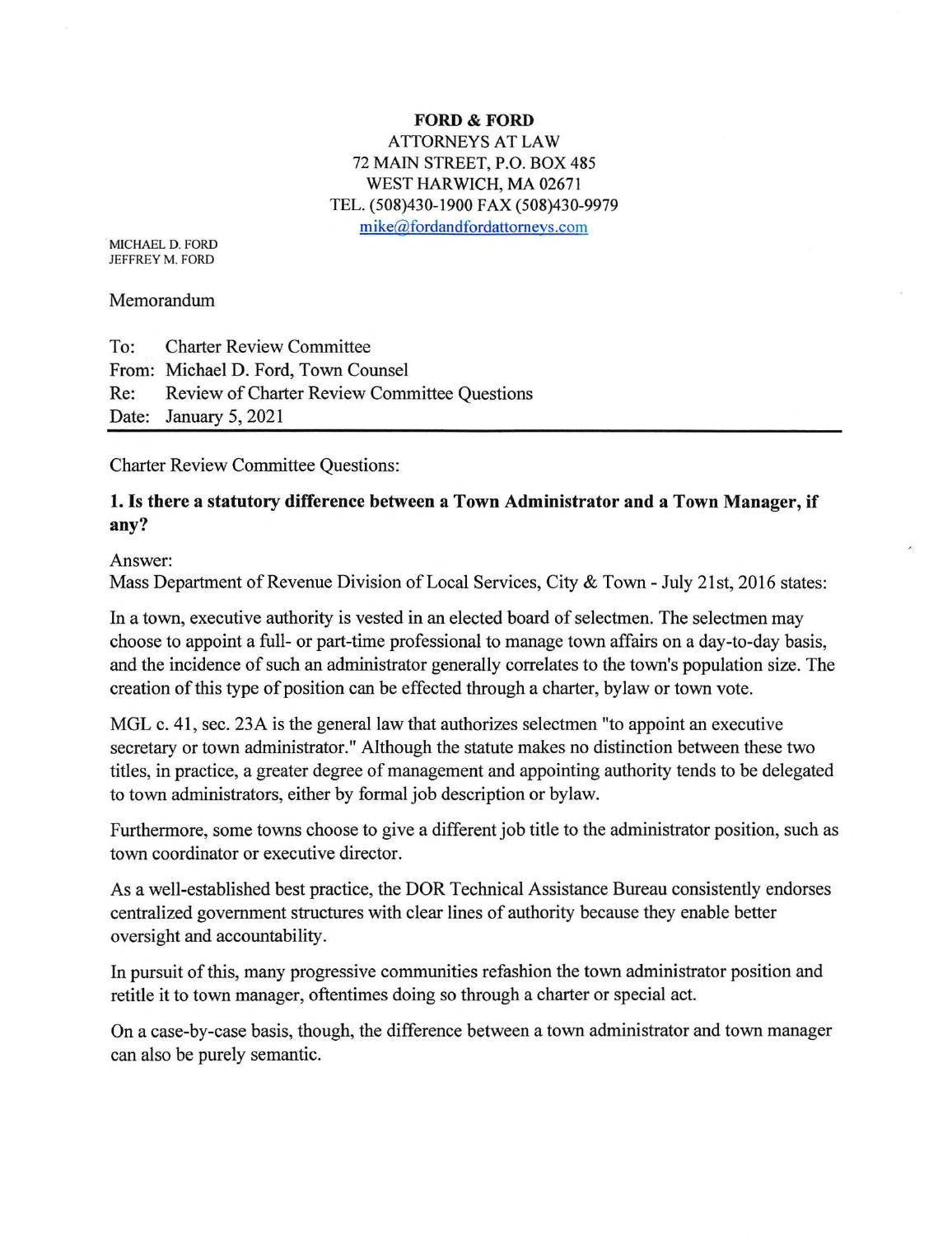**FORD & FORD**
ATTORNEYS AT LAW
72 MAIN STREET, P.O. BOX 485
WEST HARWICH, MA 02671
TEL. (508)430-1900 FAX (508)430-9979
mike@fordandfordattorneys.com

MICHAEL D. FORD
JEFFREY M. FORD

Memorandum

To: Charter Review Committee
From: Michael D. Ford, Town Counsel
Re: Review of Charter Review Committee Questions
Date: January 5, 2021

---

Charter Review Committee Questions:

**1. Is there a statutory difference between a Town Administrator and a Town Manager, if any?**

Answer:
Mass Department of Revenue Division of Local Services, City & Town - July 21st, 2016 states:

In a town, executive authority is vested in an elected board of selectmen. The selectmen may choose to appoint a full- or part-time professional to manage town affairs on a day-to-day basis, and the incidence of such an administrator generally correlates to the town's population size. The creation of this type of position can be effected through a charter, bylaw or town vote.

MGL c. 41, sec. 23A is the general law that authorizes selectmen "to appoint an executive secretary or town administrator." Although the statute makes no distinction between these two titles, in practice, a greater degree of management and appointing authority tends to be delegated to town administrators, either by formal job description or bylaw.

Furthermore, some towns choose to give a different job title to the administrator position, such as town coordinator or executive director.

As a well-established best practice, the DOR Technical Assistance Bureau consistently endorses centralized government structures with clear lines of authority because they enable better oversight and accountability.

In pursuit of this, many progressive communities refashion the town administrator position and retitle it to town manager, oftentimes doing so through a charter or special act.

On a case-by-case basis, though, the difference between a town administrator and town manager can also be purely semantic.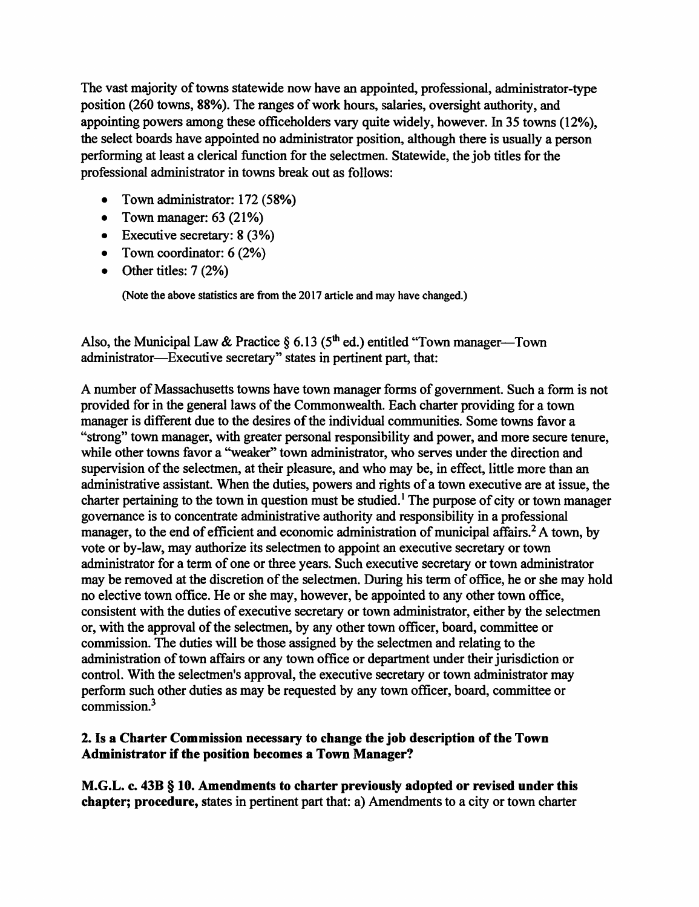The vast majority of towns statewide now have an appointed, professional, administrator-type position (260 towns, 88%). The ranges of work hours, salaries, oversight authority, and appointing powers among these officeholders vary quite widely, however. In 35 towns (12%), the select boards have appointed no administrator position, although there is usually a person performing at least a clerical function for the selectmen. Statewide, the job titles for the professional administrator in towns break out as follows:

- Town administrator: 172 (58%)
- Town manager: 63 (21%)
- Executive secretary: 8 (3%)
- Town coordinator: 6 (2%)
- Other titles: 7 (2%)

(Note the above statistics are from the 2017 article and may have changed.)

Also, the Municipal Law & Practice § 6.13 (5th ed.) entitled "Town manager—Town administrator—Executive secretary" states in pertinent part, that:

A number of Massachusetts towns have town manager forms of government. Such a form is not provided for in the general laws of the Commonwealth. Each charter providing for a town manager is different due to the desires of the individual communities. Some towns favor a "strong" town manager, with greater personal responsibility and power, and more secure tenure, while other towns favor a "weaker" town administrator, who serves under the direction and supervision of the selectmen, at their pleasure, and who may be, in effect, little more than an administrative assistant. When the duties, powers and rights of a town executive are at issue, the charter pertaining to the town in question must be studied.[1] The purpose of city or town manager governance is to concentrate administrative authority and responsibility in a professional manager, to the end of efficient and economic administration of municipal affairs.[2] A town, by vote or by-law, may authorize its selectmen to appoint an executive secretary or town administrator for a term of one or three years. Such executive secretary or town administrator may be removed at the discretion of the selectmen. During his term of office, he or she may hold no elective town office. He or she may, however, be appointed to any other town office, consistent with the duties of executive secretary or town administrator, either by the selectmen or, with the approval of the selectmen, by any other town officer, board, committee or commission. The duties will be those assigned by the selectmen and relating to the administration of town affairs or any town office or department under their jurisdiction or control. With the selectmen's approval, the executive secretary or town administrator may perform such other duties as may be requested by any town officer, board, committee or commission.[3]

**2. Is a Charter Commission necessary to change the job description of the Town Administrator if the position becomes a Town Manager?**

**M.G.L. c. 43B § 10. Amendments to charter previously adopted or revised under this chapter; procedure,** states in pertinent part that: a) Amendments to a city or town charter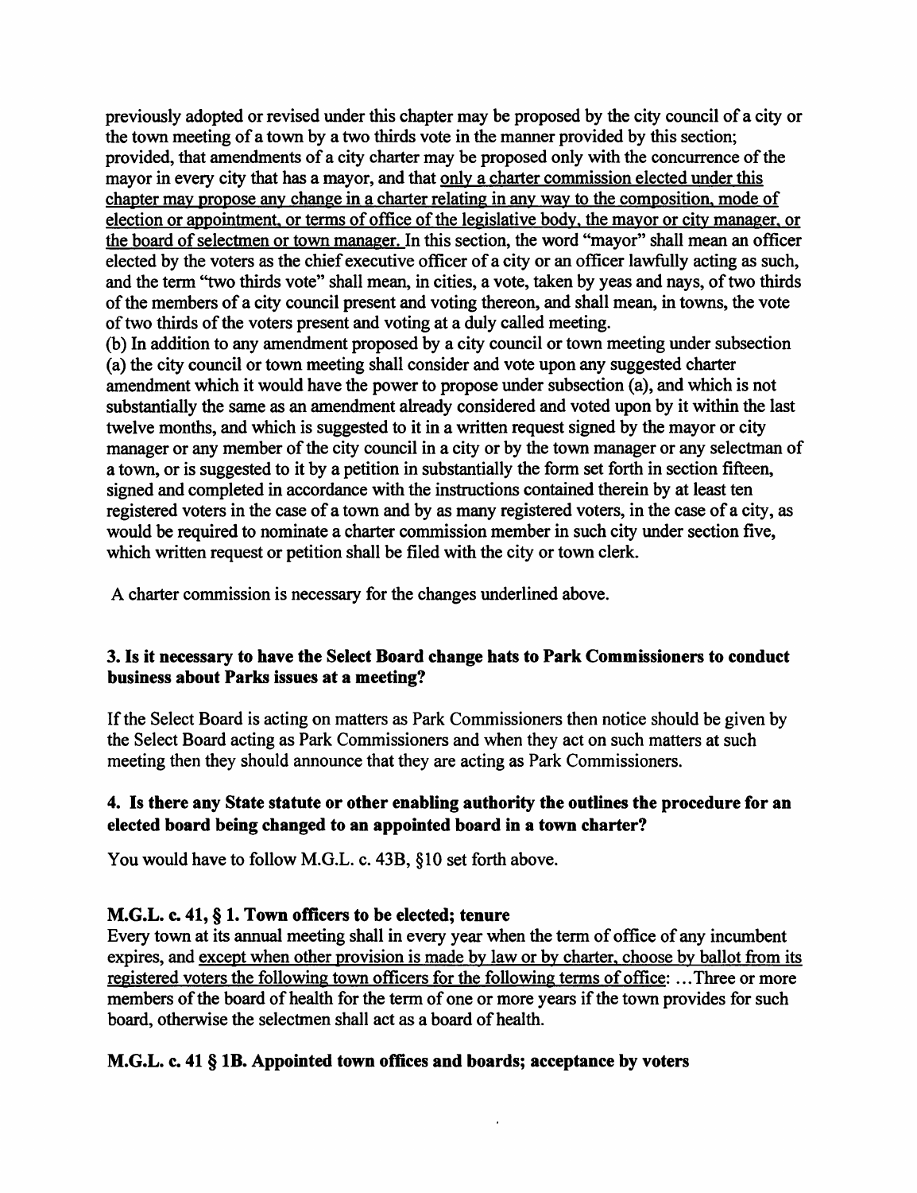previously adopted or revised under this chapter may be proposed by the city council of a city or the town meeting of a town by a two thirds vote in the manner provided by this section; provided, that amendments of a city charter may be proposed only with the concurrence of the mayor in every city that has a mayor, and that <u>only a charter commission elected under this chapter may propose any change in a charter relating in any way to the composition, mode of election or appointment, or terms of office of the legislative body, the mayor or city manager, or the board of selectmen or town manager.</u> In this section, the word "mayor" shall mean an officer elected by the voters as the chief executive officer of a city or an officer lawfully acting as such, and the term "two thirds vote" shall mean, in cities, a vote, taken by yeas and nays, of two thirds of the members of a city council present and voting thereon, and shall mean, in towns, the vote of two thirds of the voters present and voting at a duly called meeting.

(b) In addition to any amendment proposed by a city council or town meeting under subsection (a) the city council or town meeting shall consider and vote upon any suggested charter amendment which it would have the power to propose under subsection (a), and which is not substantially the same as an amendment already considered and voted upon by it within the last twelve months, and which is suggested to it in a written request signed by the mayor or city manager or any member of the city council in a city or by the town manager or any selectman of a town, or is suggested to it by a petition in substantially the form set forth in section fifteen, signed and completed in accordance with the instructions contained therein by at least ten registered voters in the case of a town and by as many registered voters, in the case of a city, as would be required to nominate a charter commission member in such city under section five, which written request or petition shall be filed with the city or town clerk.

A charter commission is necessary for the changes underlined above.

### 3. Is it necessary to have the Select Board change hats to Park Commissioners to conduct business about Parks issues at a meeting?

If the Select Board is acting on matters as Park Commissioners then notice should be given by the Select Board acting as Park Commissioners and when they act on such matters at such meeting then they should announce that they are acting as Park Commissioners.

### 4. Is there any State statute or other enabling authority the outlines the procedure for an elected board being changed to an appointed board in a town charter?

You would have to follow M.G.L. c. 43B, §10 set forth above.

**M.G.L. c. 41, § 1. Town officers to be elected; tenure**

Every town at its annual meeting shall in every year when the term of office of any incumbent expires, and <u>except when other provision is made by law or by charter, choose by ballot from its registered voters the following town officers for the following terms of office</u>: ...Three or more members of the board of health for the term of one or more years if the town provides for such board, otherwise the selectmen shall act as a board of health.

**M.G.L. c. 41 § 1B. Appointed town offices and boards; acceptance by voters**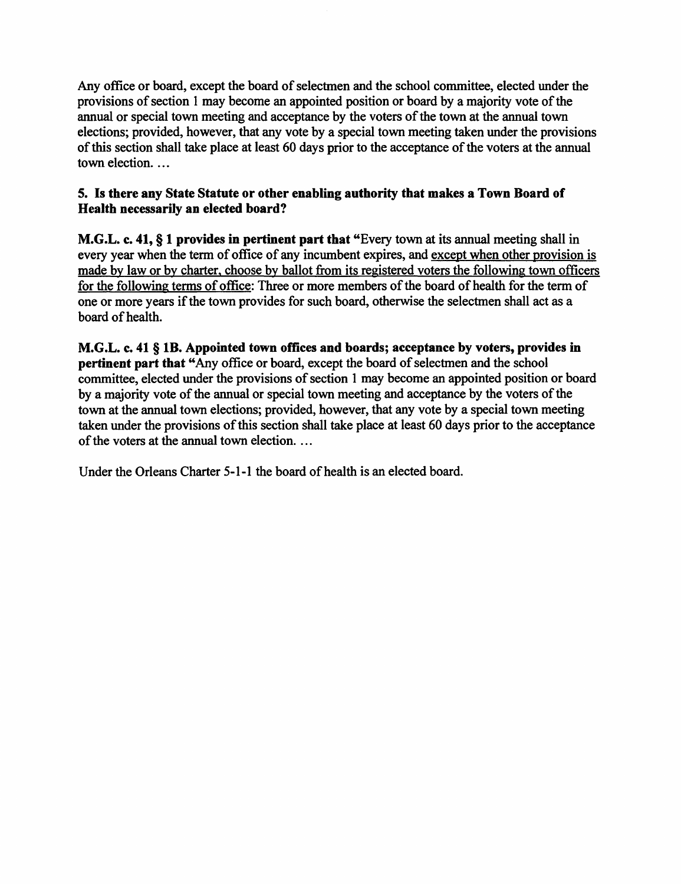Any office or board, except the board of selectmen and the school committee, elected under the provisions of section 1 may become an appointed position or board by a majority vote of the annual or special town meeting and acceptance by the voters of the town at the annual town elections; provided, however, that any vote by a special town meeting taken under the provisions of this section shall take place at least 60 days prior to the acceptance of the voters at the annual town election. …

**5. Is there any State Statute or other enabling authority that makes a Town Board of Health necessarily an elected board?**

**M.G.L. c. 41, § 1 provides in pertinent part that** "Every town at its annual meeting shall in every year when the term of office of any incumbent expires, and except when other provision is made by law or by charter, choose by ballot from its registered voters the following town officers for the following terms of office: Three or more members of the board of health for the term of one or more years if the town provides for such board, otherwise the selectmen shall act as a board of health.

**M.G.L. c. 41 § 1B. Appointed town offices and boards; acceptance by voters, provides in pertinent part that** "Any office or board, except the board of selectmen and the school committee, elected under the provisions of section 1 may become an appointed position or board by a majority vote of the annual or special town meeting and acceptance by the voters of the town at the annual town elections; provided, however, that any vote by a special town meeting taken under the provisions of this section shall take place at least 60 days prior to the acceptance of the voters at the annual town election. …

Under the Orleans Charter 5-1-1 the board of health is an elected board.